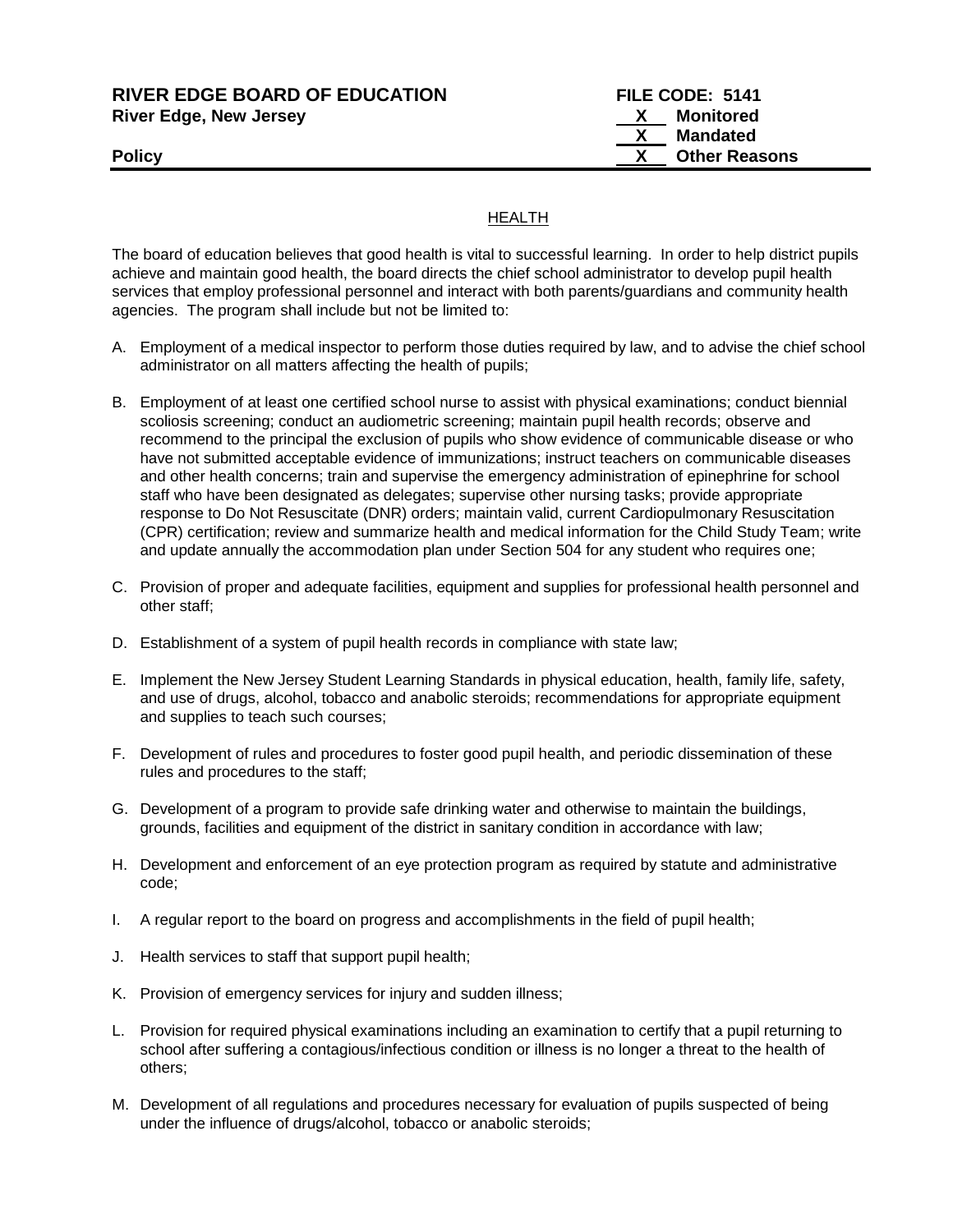**RIVER EDGE BOARD OF EDUCATION**
**River Edge, New Jersey**

**Policy**

**FILE CODE: 5141**
**X Monitored**
**X Mandated**
**X Other Reasons**

## HEALTH

The board of education believes that good health is vital to successful learning. In order to help district pupils achieve and maintain good health, the board directs the chief school administrator to develop pupil health services that employ professional personnel and interact with both parents/guardians and community health agencies. The program shall include but not be limited to:

A. Employment of a medical inspector to perform those duties required by law, and to advise the chief school administrator on all matters affecting the health of pupils;

B. Employment of at least one certified school nurse to assist with physical examinations; conduct biennial scoliosis screening; conduct an audiometric screening; maintain pupil health records; observe and recommend to the principal the exclusion of pupils who show evidence of communicable disease or who have not submitted acceptable evidence of immunizations; instruct teachers on communicable diseases and other health concerns; train and supervise the emergency administration of epinephrine for school staff who have been designated as delegates; supervise other nursing tasks; provide appropriate response to Do Not Resuscitate (DNR) orders; maintain valid, current Cardiopulmonary Resuscitation (CPR) certification; review and summarize health and medical information for the Child Study Team; write and update annually the accommodation plan under Section 504 for any student who requires one;

C. Provision of proper and adequate facilities, equipment and supplies for professional health personnel and other staff;

D. Establishment of a system of pupil health records in compliance with state law;

E. Implement the New Jersey Student Learning Standards in physical education, health, family life, safety, and use of drugs, alcohol, tobacco and anabolic steroids; recommendations for appropriate equipment and supplies to teach such courses;

F. Development of rules and procedures to foster good pupil health, and periodic dissemination of these rules and procedures to the staff;

G. Development of a program to provide safe drinking water and otherwise to maintain the buildings, grounds, facilities and equipment of the district in sanitary condition in accordance with law;

H. Development and enforcement of an eye protection program as required by statute and administrative code;

I. A regular report to the board on progress and accomplishments in the field of pupil health;

J. Health services to staff that support pupil health;

K. Provision of emergency services for injury and sudden illness;

L. Provision for required physical examinations including an examination to certify that a pupil returning to school after suffering a contagious/infectious condition or illness is no longer a threat to the health of others;

M. Development of all regulations and procedures necessary for evaluation of pupils suspected of being under the influence of drugs/alcohol, tobacco or anabolic steroids;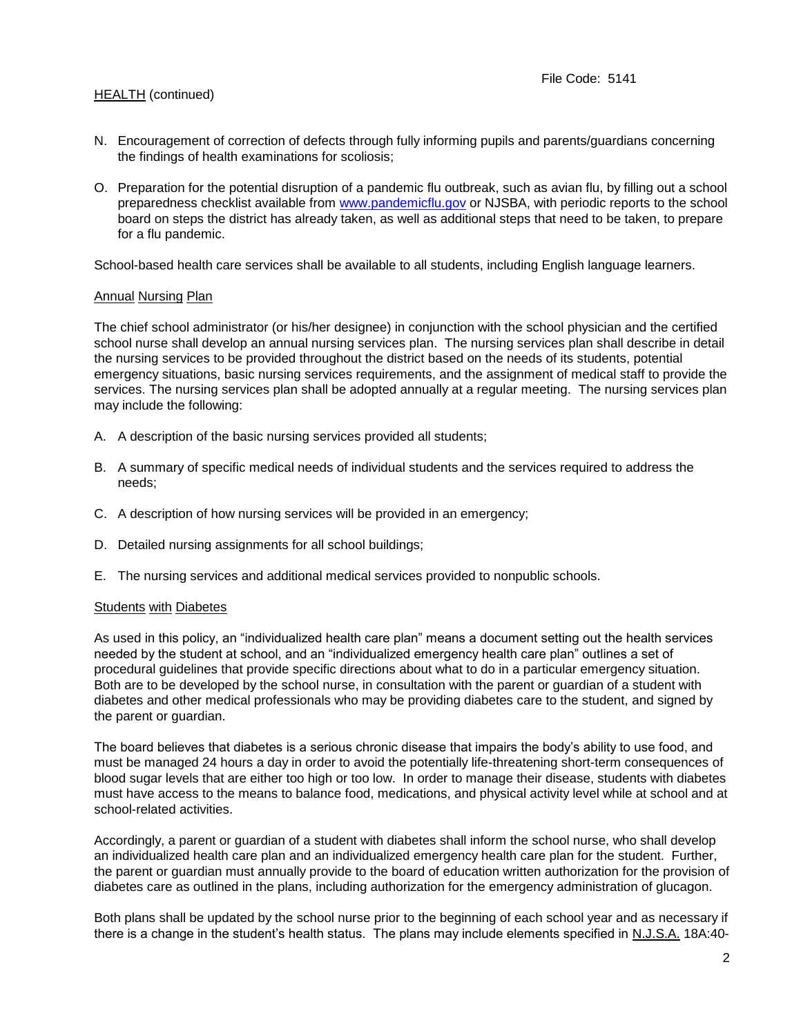HEALTH (continued)

N. Encouragement of correction of defects through fully informing pupils and parents/guardians concerning the findings of health examinations for scoliosis;

O. Preparation for the potential disruption of a pandemic flu outbreak, such as avian flu, by filling out a school preparedness checklist available from www.pandemicflu.gov or NJSBA, with periodic reports to the school board on steps the district has already taken, as well as additional steps that need to be taken, to prepare for a flu pandemic.

School-based health care services shall be available to all students, including English language learners.

## Annual Nursing Plan

The chief school administrator (or his/her designee) in conjunction with the school physician and the certified school nurse shall develop an annual nursing services plan. The nursing services plan shall describe in detail the nursing services to be provided throughout the district based on the needs of its students, potential emergency situations, basic nursing services requirements, and the assignment of medical staff to provide the services. The nursing services plan shall be adopted annually at a regular meeting. The nursing services plan may include the following:

A. A description of the basic nursing services provided all students;

B. A summary of specific medical needs of individual students and the services required to address the needs;

C. A description of how nursing services will be provided in an emergency;

D. Detailed nursing assignments for all school buildings;

E. The nursing services and additional medical services provided to nonpublic schools.

## Students with Diabetes

As used in this policy, an "individualized health care plan" means a document setting out the health services needed by the student at school, and an "individualized emergency health care plan" outlines a set of procedural guidelines that provide specific directions about what to do in a particular emergency situation. Both are to be developed by the school nurse, in consultation with the parent or guardian of a student with diabetes and other medical professionals who may be providing diabetes care to the student, and signed by the parent or guardian.

The board believes that diabetes is a serious chronic disease that impairs the body's ability to use food, and must be managed 24 hours a day in order to avoid the potentially life-threatening short-term consequences of blood sugar levels that are either too high or too low. In order to manage their disease, students with diabetes must have access to the means to balance food, medications, and physical activity level while at school and at school-related activities.

Accordingly, a parent or guardian of a student with diabetes shall inform the school nurse, who shall develop an individualized health care plan and an individualized emergency health care plan for the student. Further, the parent or guardian must annually provide to the board of education written authorization for the provision of diabetes care as outlined in the plans, including authorization for the emergency administration of glucagon.

Both plans shall be updated by the school nurse prior to the beginning of each school year and as necessary if there is a change in the student's health status. The plans may include elements specified in N.J.S.A. 18A:40-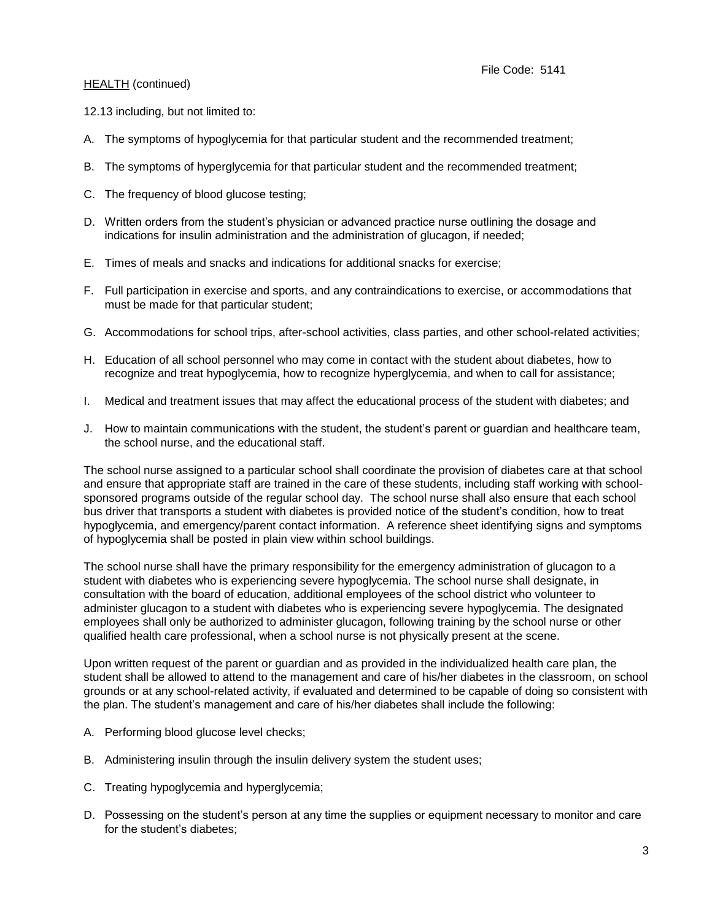HEALTH (continued)

12.13 including, but not limited to:

A. The symptoms of hypoglycemia for that particular student and the recommended treatment;

B. The symptoms of hyperglycemia for that particular student and the recommended treatment;

C. The frequency of blood glucose testing;

D. Written orders from the student's physician or advanced practice nurse outlining the dosage and indications for insulin administration and the administration of glucagon, if needed;

E. Times of meals and snacks and indications for additional snacks for exercise;

F. Full participation in exercise and sports, and any contraindications to exercise, or accommodations that must be made for that particular student;

G. Accommodations for school trips, after-school activities, class parties, and other school-related activities;

H. Education of all school personnel who may come in contact with the student about diabetes, how to recognize and treat hypoglycemia, how to recognize hyperglycemia, and when to call for assistance;

I. Medical and treatment issues that may affect the educational process of the student with diabetes; and

J. How to maintain communications with the student, the student's parent or guardian and healthcare team, the school nurse, and the educational staff.

The school nurse assigned to a particular school shall coordinate the provision of diabetes care at that school and ensure that appropriate staff are trained in the care of these students, including staff working with school-sponsored programs outside of the regular school day. The school nurse shall also ensure that each school bus driver that transports a student with diabetes is provided notice of the student's condition, how to treat hypoglycemia, and emergency/parent contact information. A reference sheet identifying signs and symptoms of hypoglycemia shall be posted in plain view within school buildings.

The school nurse shall have the primary responsibility for the emergency administration of glucagon to a student with diabetes who is experiencing severe hypoglycemia. The school nurse shall designate, in consultation with the board of education, additional employees of the school district who volunteer to administer glucagon to a student with diabetes who is experiencing severe hypoglycemia. The designated employees shall only be authorized to administer glucagon, following training by the school nurse or other qualified health care professional, when a school nurse is not physically present at the scene.

Upon written request of the parent or guardian and as provided in the individualized health care plan, the student shall be allowed to attend to the management and care of his/her diabetes in the classroom, on school grounds or at any school-related activity, if evaluated and determined to be capable of doing so consistent with the plan. The student's management and care of his/her diabetes shall include the following:

A. Performing blood glucose level checks;

B. Administering insulin through the insulin delivery system the student uses;

C. Treating hypoglycemia and hyperglycemia;

D. Possessing on the student's person at any time the supplies or equipment necessary to monitor and care for the student's diabetes;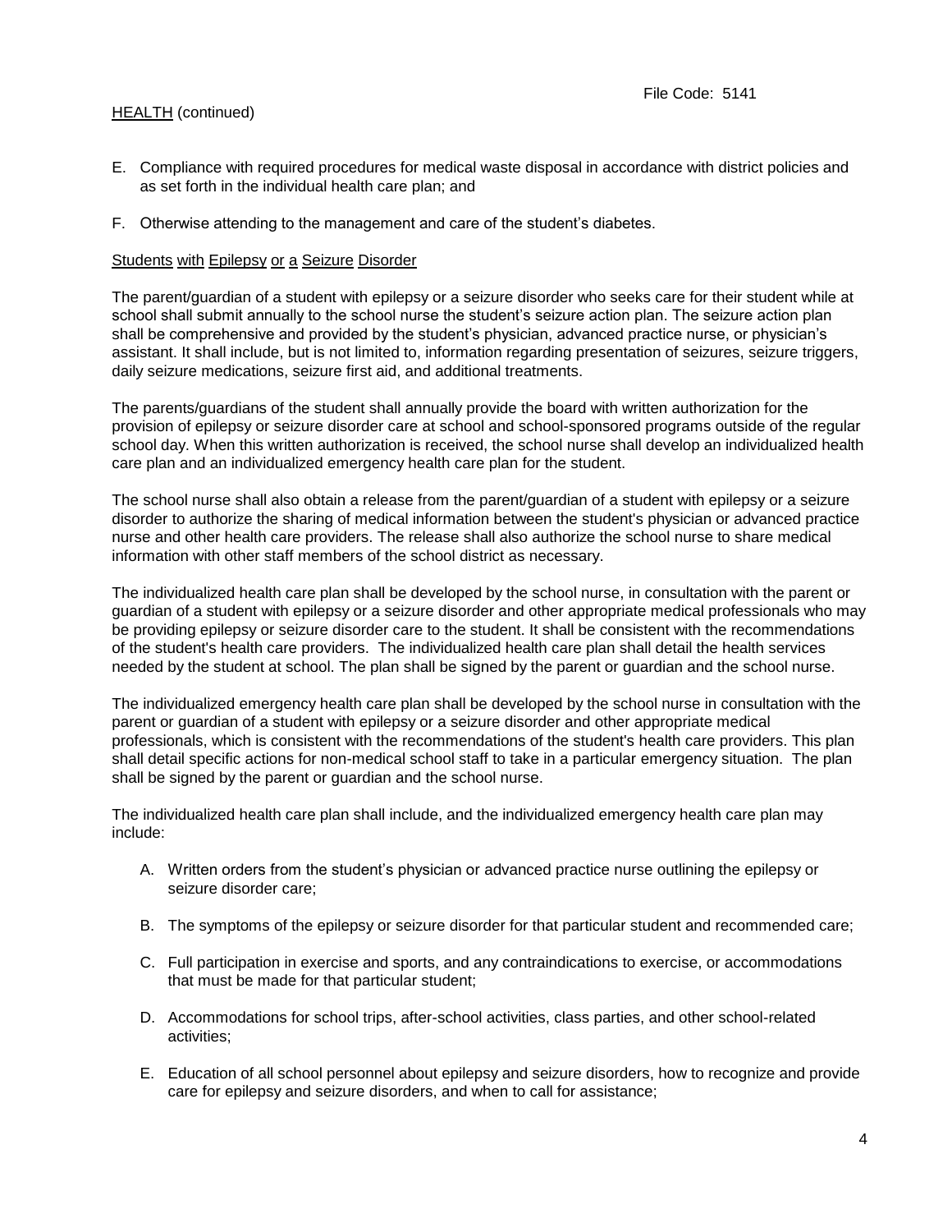E. Compliance with required procedures for medical waste disposal in accordance with district policies and as set forth in the individual health care plan; and

F. Otherwise attending to the management and care of the student's diabetes.

Students with Epilepsy or a Seizure Disorder

The parent/guardian of a student with epilepsy or a seizure disorder who seeks care for their student while at school shall submit annually to the school nurse the student's seizure action plan. The seizure action plan shall be comprehensive and provided by the student's physician, advanced practice nurse, or physician's assistant. It shall include, but is not limited to, information regarding presentation of seizures, seizure triggers, daily seizure medications, seizure first aid, and additional treatments.

The parents/guardians of the student shall annually provide the board with written authorization for the provision of epilepsy or seizure disorder care at school and school-sponsored programs outside of the regular school day. When this written authorization is received, the school nurse shall develop an individualized health care plan and an individualized emergency health care plan for the student.

The school nurse shall also obtain a release from the parent/guardian of a student with epilepsy or a seizure disorder to authorize the sharing of medical information between the student's physician or advanced practice nurse and other health care providers. The release shall also authorize the school nurse to share medical information with other staff members of the school district as necessary.

The individualized health care plan shall be developed by the school nurse, in consultation with the parent or guardian of a student with epilepsy or a seizure disorder and other appropriate medical professionals who may be providing epilepsy or seizure disorder care to the student. It shall be consistent with the recommendations of the student's health care providers. The individualized health care plan shall detail the health services needed by the student at school. The plan shall be signed by the parent or guardian and the school nurse.

The individualized emergency health care plan shall be developed by the school nurse in consultation with the parent or guardian of a student with epilepsy or a seizure disorder and other appropriate medical professionals, which is consistent with the recommendations of the student's health care providers. This plan shall detail specific actions for non-medical school staff to take in a particular emergency situation. The plan shall be signed by the parent or guardian and the school nurse.

The individualized health care plan shall include, and the individualized emergency health care plan may include:

A. Written orders from the student's physician or advanced practice nurse outlining the epilepsy or seizure disorder care;

B. The symptoms of the epilepsy or seizure disorder for that particular student and recommended care;

C. Full participation in exercise and sports, and any contraindications to exercise, or accommodations that must be made for that particular student;

D. Accommodations for school trips, after-school activities, class parties, and other school-related activities;

E. Education of all school personnel about epilepsy and seizure disorders, how to recognize and provide care for epilepsy and seizure disorders, and when to call for assistance;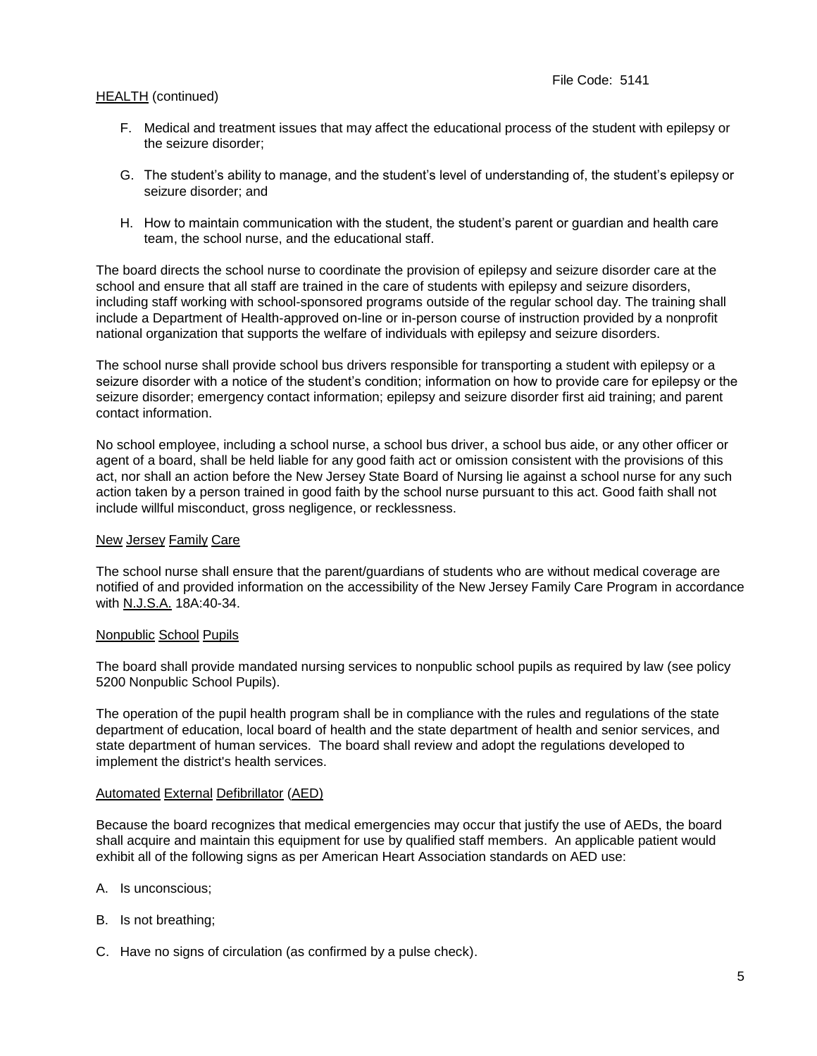F. Medical and treatment issues that may affect the educational process of the student with epilepsy or the seizure disorder;

G. The student's ability to manage, and the student's level of understanding of, the student's epilepsy or seizure disorder; and

H. How to maintain communication with the student, the student's parent or guardian and health care team, the school nurse, and the educational staff.

The board directs the school nurse to coordinate the provision of epilepsy and seizure disorder care at the school and ensure that all staff are trained in the care of students with epilepsy and seizure disorders, including staff working with school-sponsored programs outside of the regular school day. The training shall include a Department of Health-approved on-line or in-person course of instruction provided by a nonprofit national organization that supports the welfare of individuals with epilepsy and seizure disorders.

The school nurse shall provide school bus drivers responsible for transporting a student with epilepsy or a seizure disorder with a notice of the student's condition; information on how to provide care for epilepsy or the seizure disorder; emergency contact information; epilepsy and seizure disorder first aid training; and parent contact information.

No school employee, including a school nurse, a school bus driver, a school bus aide, or any other officer or agent of a board, shall be held liable for any good faith act or omission consistent with the provisions of this act, nor shall an action before the New Jersey State Board of Nursing lie against a school nurse for any such action taken by a person trained in good faith by the school nurse pursuant to this act. Good faith shall not include willful misconduct, gross negligence, or recklessness.

## New Jersey Family Care

The school nurse shall ensure that the parent/guardians of students who are without medical coverage are notified of and provided information on the accessibility of the New Jersey Family Care Program in accordance with N.J.S.A. 18A:40-34.

## Nonpublic School Pupils

The board shall provide mandated nursing services to nonpublic school pupils as required by law (see policy 5200 Nonpublic School Pupils).

The operation of the pupil health program shall be in compliance with the rules and regulations of the state department of education, local board of health and the state department of health and senior services, and state department of human services. The board shall review and adopt the regulations developed to implement the district's health services.

## Automated External Defibrillator (AED)

Because the board recognizes that medical emergencies may occur that justify the use of AEDs, the board shall acquire and maintain this equipment for use by qualified staff members. An applicable patient would exhibit all of the following signs as per American Heart Association standards on AED use:

A. Is unconscious;

B. Is not breathing;

C. Have no signs of circulation (as confirmed by a pulse check).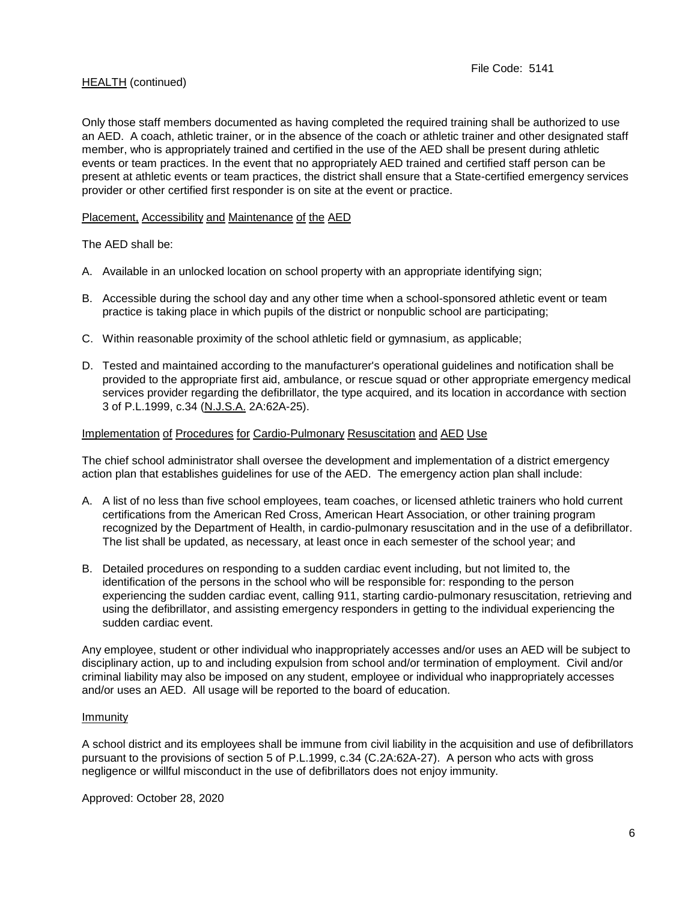Only those staff members documented as having completed the required training shall be authorized to use an AED. A coach, athletic trainer, or in the absence of the coach or athletic trainer and other designated staff member, who is appropriately trained and certified in the use of the AED shall be present during athletic events or team practices. In the event that no appropriately AED trained and certified staff person can be present at athletic events or team practices, the district shall ensure that a State-certified emergency services provider or other certified first responder is on site at the event or practice.

Placement, Accessibility and Maintenance of the AED

The AED shall be:

A. Available in an unlocked location on school property with an appropriate identifying sign;

B. Accessible during the school day and any other time when a school-sponsored athletic event or team practice is taking place in which pupils of the district or nonpublic school are participating;

C. Within reasonable proximity of the school athletic field or gymnasium, as applicable;

D. Tested and maintained according to the manufacturer's operational guidelines and notification shall be provided to the appropriate first aid, ambulance, or rescue squad or other appropriate emergency medical services provider regarding the defibrillator, the type acquired, and its location in accordance with section 3 of P.L.1999, c.34 (N.J.S.A. 2A:62A-25).

Implementation of Procedures for Cardio-Pulmonary Resuscitation and AED Use

The chief school administrator shall oversee the development and implementation of a district emergency action plan that establishes guidelines for use of the AED. The emergency action plan shall include:

A. A list of no less than five school employees, team coaches, or licensed athletic trainers who hold current certifications from the American Red Cross, American Heart Association, or other training program recognized by the Department of Health, in cardio-pulmonary resuscitation and in the use of a defibrillator. The list shall be updated, as necessary, at least once in each semester of the school year; and

B. Detailed procedures on responding to a sudden cardiac event including, but not limited to, the identification of the persons in the school who will be responsible for: responding to the person experiencing the sudden cardiac event, calling 911, starting cardio-pulmonary resuscitation, retrieving and using the defibrillator, and assisting emergency responders in getting to the individual experiencing the sudden cardiac event.

Any employee, student or other individual who inappropriately accesses and/or uses an AED will be subject to disciplinary action, up to and including expulsion from school and/or termination of employment. Civil and/or criminal liability may also be imposed on any student, employee or individual who inappropriately accesses and/or uses an AED. All usage will be reported to the board of education.

Immunity

A school district and its employees shall be immune from civil liability in the acquisition and use of defibrillators pursuant to the provisions of section 5 of P.L.1999, c.34 (C.2A:62A-27). A person who acts with gross negligence or willful misconduct in the use of defibrillators does not enjoy immunity.

Approved: October 28, 2020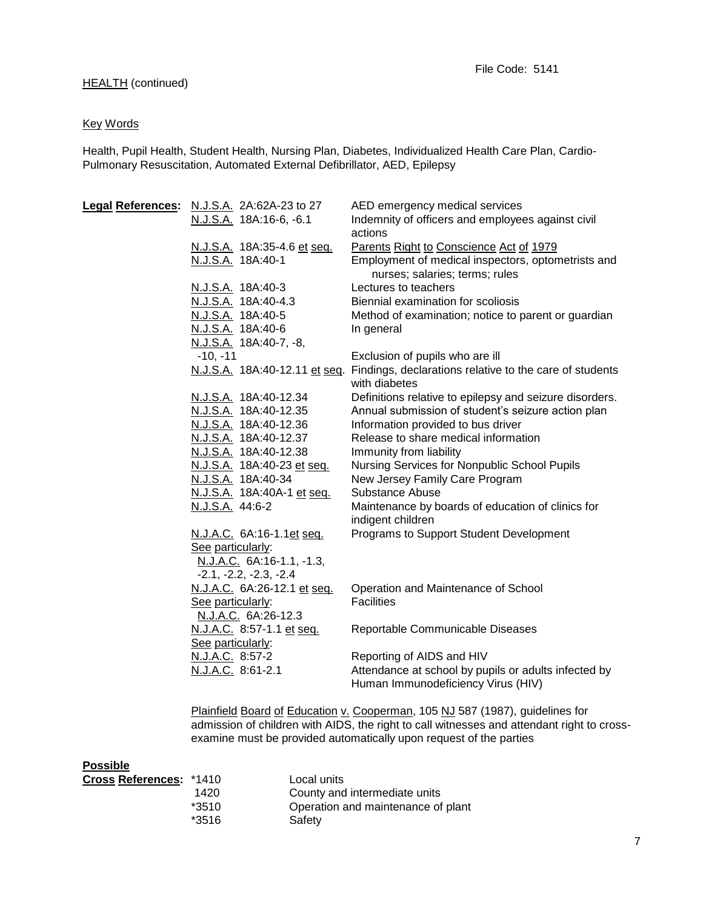File Code: 5141

HEALTH (continued)

Key Words

Health, Pupil Health, Student Health, Nursing Plan, Diabetes, Individualized Health Care Plan, Cardio-Pulmonary Resuscitation, Automated External Defibrillator, AED, Epilepsy

**Legal References:**

| | |
|---|---|
| N.J.S.A. 2A:62A-23 to 27 | AED emergency medical services |
| N.J.S.A. 18A:16-6, -6.1 | Indemnity of officers and employees against civil actions |
| N.J.S.A. 18A:35-4.6 et seq. | Parents Right to Conscience Act of 1979 |
| N.J.S.A. 18A:40-1 | Employment of medical inspectors, optometrists and nurses; salaries; terms; rules |
| N.J.S.A. 18A:40-3 | Lectures to teachers |
| N.J.S.A. 18A:40-4.3 | Biennial examination for scoliosis |
| N.J.S.A. 18A:40-5 | Method of examination; notice to parent or guardian |
| N.J.S.A. 18A:40-6 | In general |
| N.J.S.A. 18A:40-7, -8, -10, -11 | Exclusion of pupils who are ill |
| N.J.S.A. 18A:40-12.11 et seq. | Findings, declarations relative to the care of students with diabetes |
| N.J.S.A. 18A:40-12.34 | Definitions relative to epilepsy and seizure disorders. |
| N.J.S.A. 18A:40-12.35 | Annual submission of student's seizure action plan |
| N.J.S.A. 18A:40-12.36 | Information provided to bus driver |
| N.J.S.A. 18A:40-12.37 | Release to share medical information |
| N.J.S.A. 18A:40-12.38 | Immunity from liability |
| N.J.S.A. 18A:40-23 et seq. | Nursing Services for Nonpublic School Pupils |
| N.J.S.A. 18A:40-34 | New Jersey Family Care Program |
| N.J.S.A. 18A:40A-1 et seq. | Substance Abuse |
| N.J.S.A. 44:6-2 | Maintenance by boards of education of clinics for indigent children |
| N.J.A.C. 6A:16-1.1et seq. See particularly: N.J.A.C. 6A:16-1.1, -1.3, -2.1, -2.2, -2.3, -2.4 | Programs to Support Student Development |
| N.J.A.C. 6A:26-12.1 et seq. See particularly: N.J.A.C. 6A:26-12.3 | Operation and Maintenance of School Facilities |
| N.J.A.C. 8:57-1.1 et seq. See particularly: | Reportable Communicable Diseases |
| N.J.A.C. 8:57-2 | Reporting of AIDS and HIV |
| N.J.A.C. 8:61-2.1 | Attendance at school by pupils or adults infected by Human Immunodeficiency Virus (HIV) |

Plainfield Board of Education v. Cooperman, 105 NJ 587 (1987), guidelines for admission of children with AIDS, the right to call witnesses and attendant right to cross-examine must be provided automatically upon request of the parties

**Possible Cross References:**

| | |
|---|---|
| *1410 | Local units |
| 1420 | County and intermediate units |
| *3510 | Operation and maintenance of plant |
| *3516 | Safety |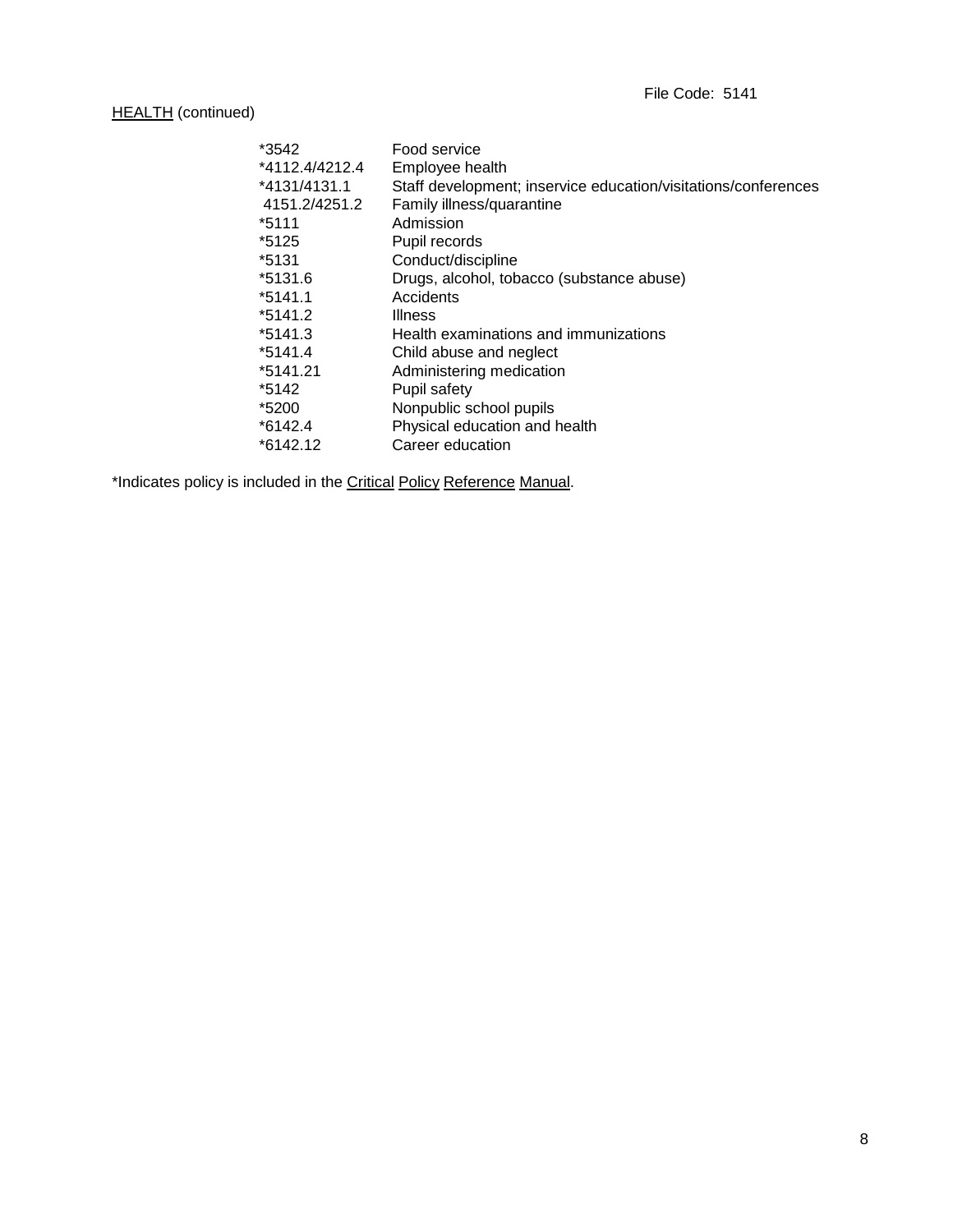File Code: 5141

<u>HEALTH</u> (continued)

| | |
|---|---|
| *3542 | Food service |
| *4112.4/4212.4 | Employee health |
| *4131/4131.1 | Staff development; inservice education/visitations/conferences |
| 4151.2/4251.2 | Family illness/quarantine |
| *5111 | Admission |
| *5125 | Pupil records |
| *5131 | Conduct/discipline |
| *5131.6 | Drugs, alcohol, tobacco (substance abuse) |
| *5141.1 | Accidents |
| *5141.2 | Illness |
| *5141.3 | Health examinations and immunizations |
| *5141.4 | Child abuse and neglect |
| *5141.21 | Administering medication |
| *5142 | Pupil safety |
| *5200 | Nonpublic school pupils |
| *6142.4 | Physical education and health |
| *6142.12 | Career education |

*Indicates policy is included in the <u>Critical Policy Reference Manual</u>.